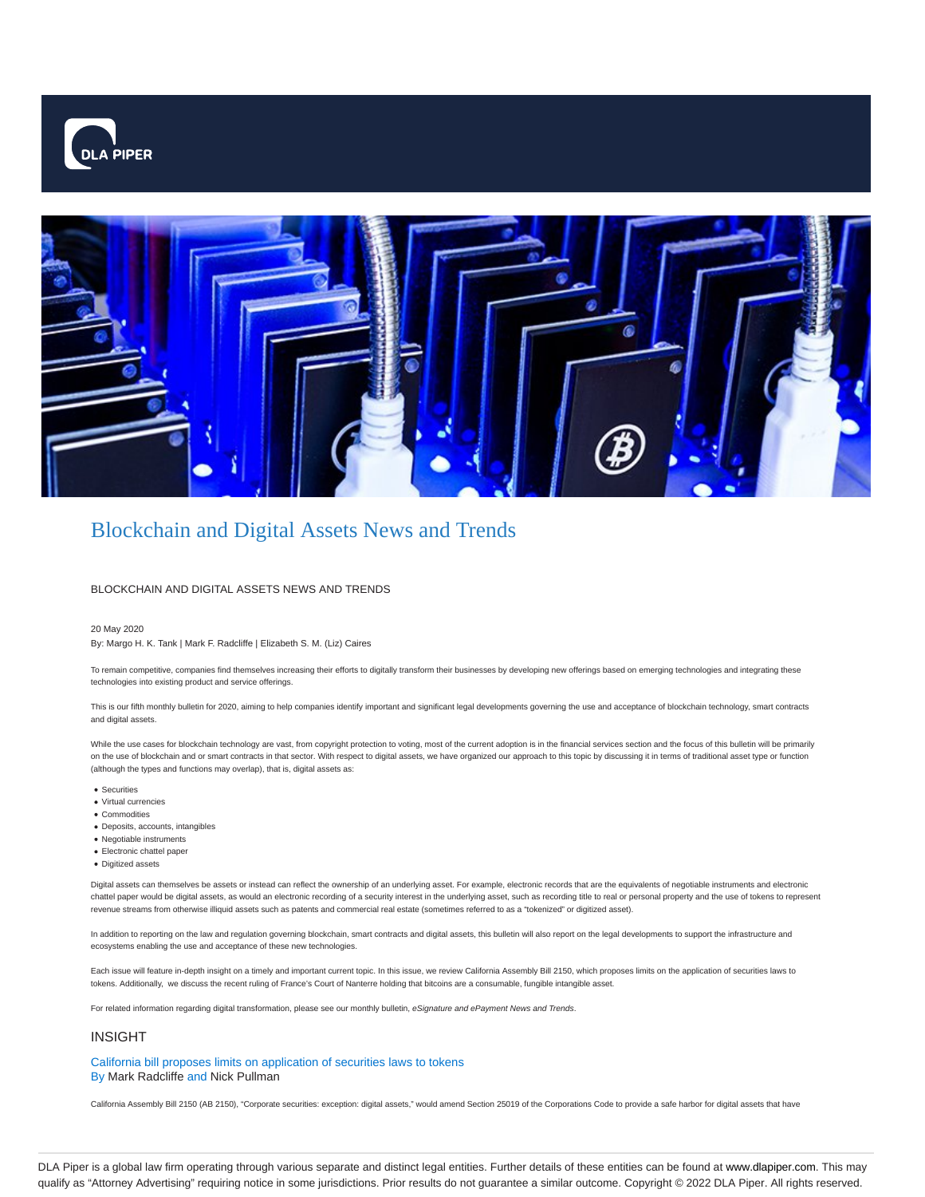# Blockchain and Digital Assets News and Trends

BLOCKCHAIN AND DIGITAL ASSETS NEWS AND TRENDS

20 May 2020

By: Margo H. K. Tank | Mark F. Radcliffe | Elizabeth S. M. (Liz) Caires

To remain competitive, companies find themselves increasing their efforts to digitally transform their businesses by developing new offerings based on emerging technologies and integrating these technologies into existing product and service offerings.

This is our fifth monthly bulletin for 2020, aiming to help companies identify important and significant legal developments governing the use and acceptance of blockchain technology, smart contracts and digital assets.

While the use cases for blockchain technology are vast, from copyright protection to voting, most of the current adoption is in the financial services section and the focus of this bulletin will be primarily on the use of blockchain and or smart contracts in that sector. With respect to digital assets, we have organized our approach to this topic by discussing it in terms of traditional asset type or function (although the types and functions may overlap), that is, digital assets as:

- Securities
- Virtual currencies
- Commodities
- Deposits, accounts, intangibles
- Negotiable instruments
- Electronic chattel paper
- Digitized assets

Digital assets can themselves be assets or instead can reflect the ownership of an underlying asset. For example, electronic records that are the equivalents of negotiable instruments and electronic chattel paper would be digital assets, as would an electronic recording of a security interest in the underlying asset, such as recording title to real or personal property and the use of tokens to represent revenue streams from otherwise illiquid assets such as patents and commercial real estate (sometimes referred to as a "tokenized" or digitized asset).

In addition to reporting on the law and regulation governing blockchain, smart contracts and digital assets, this bulletin will also report on the legal developments to support the infrastructure and ecosystems enabling the use and acceptance of these new technologies.

Each issue will feature in-depth insight on a timely and important current topic. In this issue, we review California Assembly Bill 2150, which proposes limits on the application of securities laws to tokens. Additionally, we discuss the recent ruling of France's Court of Nanterre holding that bitcoins are a consumable, fungible intangible asset.

For related information regarding digital transformation, please see our monthly bulletin, *eSignature and ePayment News and Trends*.

## INSIGHT

### California bill proposes limits on application of securities laws to tokens

By Mark Radcliffe and Nick Pullman

California Assembly Bill 2150 (AB 2150), "Corporate securities: exception: digital assets," would amend Section 25019 of the Corporations Code to provide a safe harbor for digital assets that have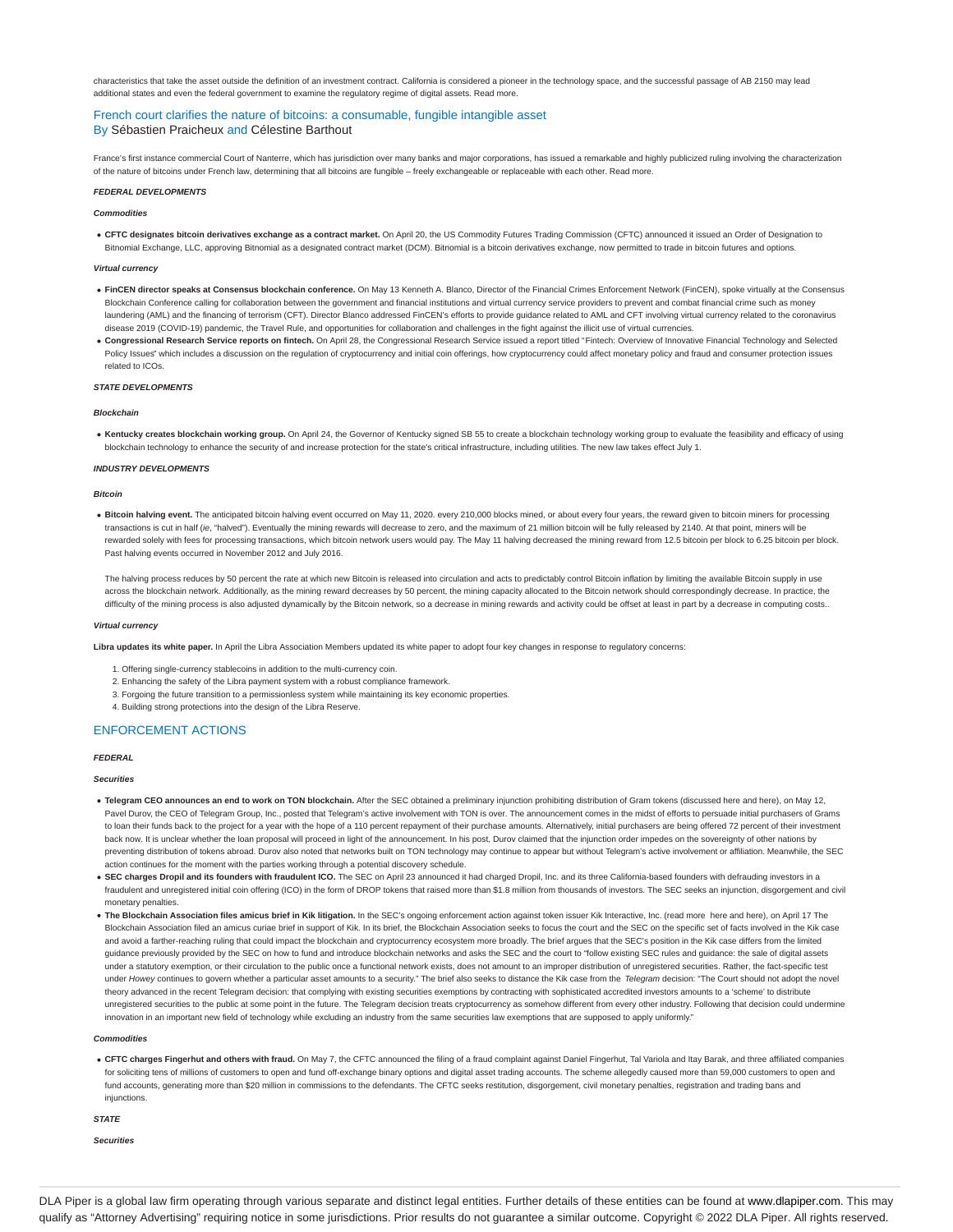characteristics that take the asset outside the definition of an investment contract. California is considered a pioneer in the technology space, and the successful passage of AB 2150 may lead additional states and even the federal government to examine the regulatory regime of digital assets. Read more.

### French court clarifies the nature of bitcoins: a consumable, fungible intangible asset

By Sébastien Praicheux and Célestine Barthout

France's first instance commercial Court of Nanterre, which has jurisdiction over many banks and major corporations, has issued a remarkable and highly publicized ruling involving the characterization of the nature of bitcoins under French law, determining that all bitcoins are fungible – freely exchangeable or replaceable with each other. Read more.

***FEDERAL DEVELOPMENTS***

***Commodities***

- **CFTC designates bitcoin derivatives exchange as a contract market.** On April 20, the US Commodity Futures Trading Commission (CFTC) announced it issued an Order of Designation to Bitnomial Exchange, LLC, approving Bitnomial as a designated contract market (DCM). Bitnomial is a bitcoin derivatives exchange, now permitted to trade in bitcoin futures and options.

***Virtual currency***

- **FinCEN director speaks at Consensus blockchain conference.** On May 13 Kenneth A. Blanco, Director of the Financial Crimes Enforcement Network (FinCEN), spoke virtually at the Consensus Blockchain Conference calling for collaboration between the government and financial institutions and virtual currency service providers to prevent and combat financial crime such as money laundering (AML) and the financing of terrorism (CFT). Director Blanco addressed FinCEN's efforts to provide guidance related to AML and CFT involving virtual currency related to the coronavirus disease 2019 (COVID-19) pandemic, the Travel Rule, and opportunities for collaboration and challenges in the fight against the illicit use of virtual currencies.
- **Congressional Research Service reports on fintech.** On April 28, the Congressional Research Service issued a report titled "Fintech: Overview of Innovative Financial Technology and Selected Policy Issues" which includes a discussion on the regulation of cryptocurrency and initial coin offerings, how cryptocurrency could affect monetary policy and fraud and consumer protection issues related to ICOs.

***STATE DEVELOPMENTS***

***Blockchain***

- **Kentucky creates blockchain working group.** On April 24, the Governor of Kentucky signed SB 55 to create a blockchain technology working group to evaluate the feasibility and efficacy of using blockchain technology to enhance the security of and increase protection for the state's critical infrastructure, including utilities. The new law takes effect July 1.

***INDUSTRY DEVELOPMENTS***

***Bitcoin***

- **Bitcoin halving event.** The anticipated bitcoin halving event occurred on May 11, 2020. every 210,000 blocks mined, or about every four years, the reward given to bitcoin miners for processing transactions is cut in half (*ie*, "halved"). Eventually the mining rewards will decrease to zero, and the maximum of 21 million bitcoin will be fully released by 2140. At that point, miners will be rewarded solely with fees for processing transactions, which bitcoin network users would pay. The May 11 halving decreased the mining reward from 12.5 bitcoin per block to 6.25 bitcoin per block. Past halving events occurred in November 2012 and July 2016.

  The halving process reduces by 50 percent the rate at which new Bitcoin is released into circulation and acts to predictably control Bitcoin inflation by limiting the available Bitcoin supply in use across the blockchain network. Additionally, as the mining reward decreases by 50 percent, the mining capacity allocated to the Bitcoin network should correspondingly decrease. In practice, the difficulty of the mining process is also adjusted dynamically by the Bitcoin network, so a decrease in mining rewards and activity could be offset at least in part by a decrease in computing costs..

***Virtual currency***

**Libra updates its white paper.** In April the Libra Association Members updated its white paper to adopt four key changes in response to regulatory concerns:

1. Offering single-currency stablecoins in addition to the multi-currency coin.
2. Enhancing the safety of the Libra payment system with a robust compliance framework.
3. Forgoing the future transition to a permissionless system while maintaining its key economic properties.
4. Building strong protections into the design of the Libra Reserve.

## ENFORCEMENT ACTIONS

***FEDERAL***

***Securities***

- **Telegram CEO announces an end to work on TON blockchain.** After the SEC obtained a preliminary injunction prohibiting distribution of Gram tokens (discussed here and here), on May 12, Pavel Durov, the CEO of Telegram Group, Inc., posted that Telegram's active involvement with TON is over. The announcement comes in the midst of efforts to persuade initial purchasers of Grams to loan their funds back to the project for a year with the hope of a 110 percent repayment of their purchase amounts. Alternatively, initial purchasers are being offered 72 percent of their investment back now. It is unclear whether the loan proposal will proceed in light of the announcement. In his post, Durov claimed that the injunction order impedes on the sovereignty of other nations by preventing distribution of tokens abroad. Durov also noted that networks built on TON technology may continue to appear but without Telegram's active involvement or affiliation. Meanwhile, the SEC action continues for the moment with the parties working through a potential discovery schedule.
- **SEC charges Dropil and its founders with fraudulent ICO.** The SEC on April 23 announced it had charged Dropil, Inc. and its three California-based founders with defrauding investors in a fraudulent and unregistered initial coin offering (ICO) in the form of DROP tokens that raised more than $1.8 million from thousands of investors. The SEC seeks an injunction, disgorgement and civil monetary penalties.
- **The Blockchain Association files amicus brief in Kik litigation.** In the SEC's ongoing enforcement action against token issuer Kik Interactive, Inc. (read more here and here), on April 17 The Blockchain Association filed an amicus curiae brief in support of Kik. In its brief, the Blockchain Association seeks to focus the court and the SEC on the specific set of facts involved in the Kik case and avoid a farther-reaching ruling that could impact the blockchain and cryptocurrency ecosystem more broadly. The brief argues that the SEC's position in the Kik case differs from the limited guidance previously provided by the SEC on how to fund and introduce blockchain networks and asks the SEC and the court to "follow existing SEC rules and guidance: the sale of digital assets under a statutory exemption, or their circulation to the public once a functional network exists, does not amount to an improper distribution of unregistered securities. Rather, the fact-specific test under *Howey* continues to govern whether a particular asset amounts to a security." The brief also seeks to distance the Kik case from the *Telegram* decision: "The Court should not adopt the novel theory advanced in the recent Telegram decision: that complying with existing securities exemptions by contracting with sophisticated accredited investors amounts to a 'scheme' to distribute unregistered securities to the public at some point in the future. The Telegram decision treats cryptocurrency as somehow different from every other industry. Following that decision could undermine innovation in an important new field of technology while excluding an industry from the same securities law exemptions that are supposed to apply uniformly."

***Commodities***

- **CFTC charges Fingerhut and others with fraud.** On May 7, the CFTC announced the filing of a fraud complaint against Daniel Fingerhut, Tal Variola and Itay Barak, and three affiliated companies for soliciting tens of millions of customers to open and fund off-exchange binary options and digital asset trading accounts. The scheme allegedly caused more than 59,000 customers to open and fund accounts, generating more than $20 million in commissions to the defendants. The CFTC seeks restitution, disgorgement, civil monetary penalties, registration and trading bans and injunctions.

***STATE***

***Securities***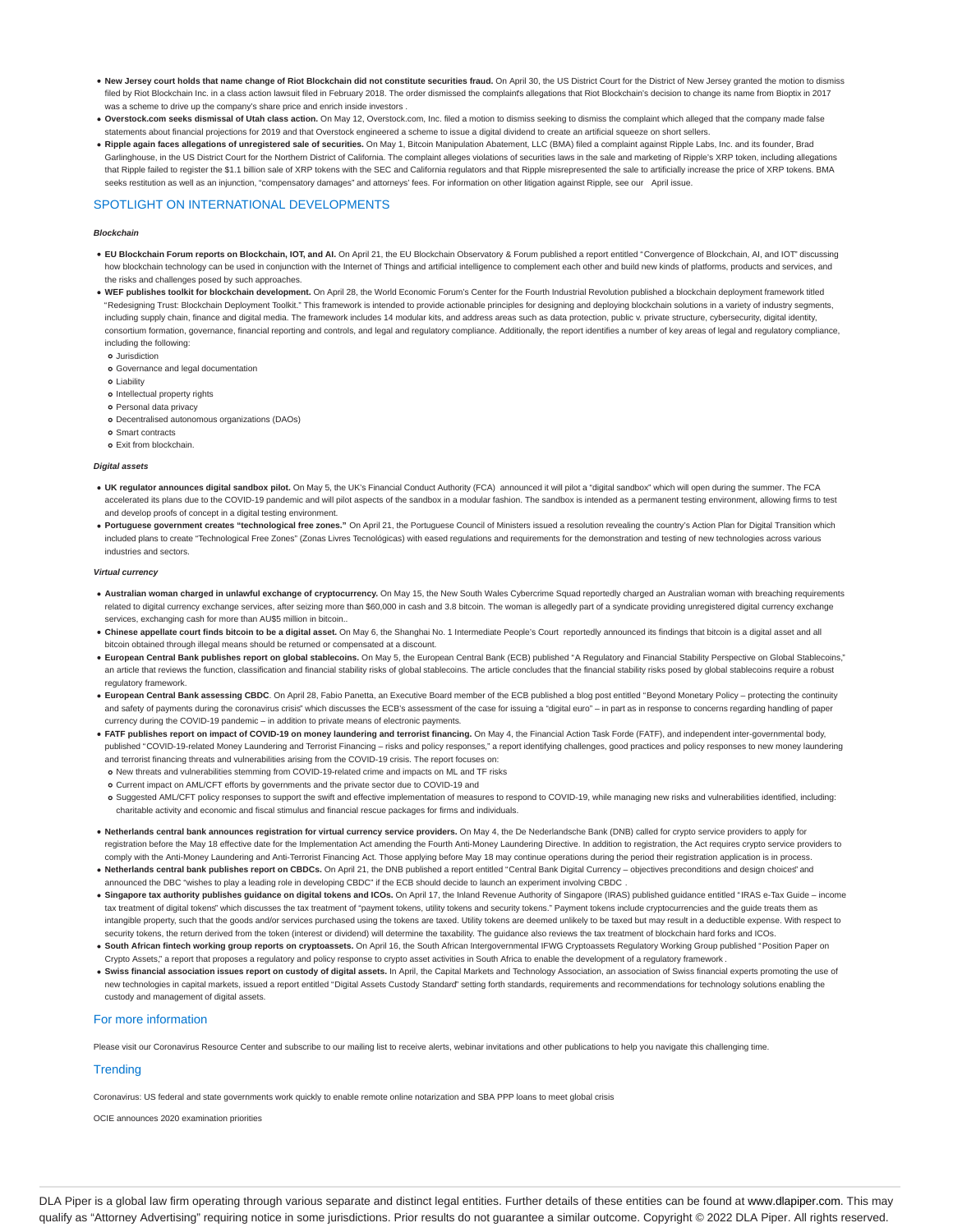- **New Jersey court holds that name change of Riot Blockchain did not constitute securities fraud.** On April 30, the US District Court for the District of New Jersey granted the motion to dismiss filed by Riot Blockchain Inc. in a class action lawsuit filed in February 2018. The order dismissed the complaint's allegations that Riot Blockchain's decision to change its name from Bioptix in 2017 was a scheme to drive up the company's share price and enrich inside investors .
- **Overstock.com seeks dismissal of Utah class action.** On May 12, Overstock.com, Inc. filed a motion to dismiss seeking to dismiss the complaint which alleged that the company made false statements about financial projections for 2019 and that Overstock engineered a scheme to issue a digital dividend to create an artificial squeeze on short sellers.
- **Ripple again faces allegations of unregistered sale of securities.** On May 1, Bitcoin Manipulation Abatement, LLC (BMA) filed a complaint against Ripple Labs, Inc. and its founder, Brad Garlinghouse, in the US District Court for the Northern District of California. The complaint alleges violations of securities laws in the sale and marketing of Ripple's XRP token, including allegations that Ripple failed to register the $1.1 billion sale of XRP tokens with the SEC and California regulators and that Ripple misrepresented the sale to artificially increase the price of XRP tokens. BMA seeks restitution as well as an injunction, "compensatory damages" and attorneys' fees. For information on other litigation against Ripple, see our April issue.

## SPOTLIGHT ON INTERNATIONAL DEVELOPMENTS

#### *Blockchain*

- **EU Blockchain Forum reports on Blockchain, IOT, and AI.** On April 21, the EU Blockchain Observatory & Forum published a report entitled "Convergence of Blockchain, AI, and IOT" discussing how blockchain technology can be used in conjunction with the Internet of Things and artificial intelligence to complement each other and build new kinds of platforms, products and services, and the risks and challenges posed by such approaches.
- **WEF publishes toolkit for blockchain development.** On April 28, the World Economic Forum's Center for the Fourth Industrial Revolution published a blockchain deployment framework titled "Redesigning Trust: Blockchain Deployment Toolkit." This framework is intended to provide actionable principles for designing and deploying blockchain solutions in a variety of industry segments, including supply chain, finance and digital media. The framework includes 14 modular kits, and address areas such as data protection, public v. private structure, cybersecurity, digital identity, consortium formation, governance, financial reporting and controls, and legal and regulatory compliance. Additionally, the report identifies a number of key areas of legal and regulatory compliance, including the following:
  - Jurisdiction
  - Governance and legal documentation
  - Liability
  - Intellectual property rights
  - Personal data privacy
  - Decentralised autonomous organizations (DAOs)
  - Smart contracts
  - Exit from blockchain.

#### *Digital assets*

- **UK regulator announces digital sandbox pilot.** On May 5, the UK's Financial Conduct Authority (FCA) announced it will pilot a "digital sandbox" which will open during the summer. The FCA accelerated its plans due to the COVID-19 pandemic and will pilot aspects of the sandbox in a modular fashion. The sandbox is intended as a permanent testing environment, allowing firms to test and develop proofs of concept in a digital testing environment.
- **Portuguese government creates "technological free zones."** On April 21, the Portuguese Council of Ministers issued a resolution revealing the country's Action Plan for Digital Transition which included plans to create "Technological Free Zones" (Zonas Livres Tecnológicas) with eased regulations and requirements for the demonstration and testing of new technologies across various industries and sectors.

#### *Virtual currency*

- **Australian woman charged in unlawful exchange of cryptocurrency.** On May 15, the New South Wales Cybercrime Squad reportedly charged an Australian woman with breaching requirements related to digital currency exchange services, after seizing more than $60,000 in cash and 3.8 bitcoin. The woman is allegedly part of a syndicate providing unregistered digital currency exchange services, exchanging cash for more than AU$5 million in bitcoin..
- **Chinese appellate court finds bitcoin to be a digital asset.** On May 6, the Shanghai No. 1 Intermediate People's Court reportedly announced its findings that bitcoin is a digital asset and all bitcoin obtained through illegal means should be returned or compensated at a discount.
- **European Central Bank publishes report on global stablecoins.** On May 5, the European Central Bank (ECB) published "A Regulatory and Financial Stability Perspective on Global Stablecoins," an article that reviews the function, classification and financial stability risks of global stablecoins. The article concludes that the financial stability risks posed by global stablecoins require a robust regulatory framework.
- **European Central Bank assessing CBDC**. On April 28, Fabio Panetta, an Executive Board member of the ECB published a blog post entitled "Beyond Monetary Policy – protecting the continuity and safety of payments during the coronavirus crisis" which discusses the ECB's assessment of the case for issuing a "digital euro" – in part as in response to concerns regarding handling of paper currency during the COVID-19 pandemic – in addition to private means of electronic payments.
- **FATF publishes report on impact of COVID-19 on money laundering and terrorist financing.** On May 4, the Financial Action Task Forde (FATF), and independent inter-governmental body, published "COVID-19-related Money Laundering and Terrorist Financing – risks and policy responses," a report identifying challenges, good practices and policy responses to new money laundering and terrorist financing threats and vulnerabilities arising from the COVID-19 crisis. The report focuses on:
  - New threats and vulnerabilities stemming from COVID-19-related crime and impacts on ML and TF risks
  - Current impact on AML/CFT efforts by governments and the private sector due to COVID-19 and
  - Suggested AML/CFT policy responses to support the swift and effective implementation of measures to respond to COVID-19, while managing new risks and vulnerabilities identified, including: charitable activity and economic and fiscal stimulus and financial rescue packages for firms and individuals.
- **Netherlands central bank announces registration for virtual currency service providers.** On May 4, the De Nederlandsche Bank (DNB) called for crypto service providers to apply for registration before the May 18 effective date for the Implementation Act amending the Fourth Anti-Money Laundering Directive. In addition to registration, the Act requires crypto service providers to comply with the Anti-Money Laundering and Anti-Terrorist Financing Act. Those applying before May 18 may continue operations during the period their registration application is in process.
- **Netherlands central bank publishes report on CBDCs.** On April 21, the DNB published a report entitled "Central Bank Digital Currency – objectives preconditions and design choices" and announced the DBC "wishes to play a leading role in developing CBDC" if the ECB should decide to launch an experiment involving CBDC .
- **Singapore tax authority publishes guidance on digital tokens and ICOs.** On April 17, the Inland Revenue Authority of Singapore (IRAS) published guidance entitled "IRAS e-Tax Guide – income tax treatment of digital tokens" which discusses the tax treatment of "payment tokens, utility tokens and security tokens." Payment tokens include cryptocurrencies and the guide treats them as intangible property, such that the goods and/or services purchased using the tokens are taxed. Utility tokens are deemed unlikely to be taxed but may result in a deductible expense. With respect to security tokens, the return derived from the token (interest or dividend) will determine the taxability. The guidance also reviews the tax treatment of blockchain hard forks and ICOs.
- **South African fintech working group reports on cryptoassets.** On April 16, the South African Intergovernmental IFWG Cryptoassets Regulatory Working Group published "Position Paper on Crypto Assets," a report that proposes a regulatory and policy response to crypto asset activities in South Africa to enable the development of a regulatory framework .
- **Swiss financial association issues report on custody of digital assets.** In April, the Capital Markets and Technology Association, an association of Swiss financial experts promoting the use of new technologies in capital markets, issued a report entitled "Digital Assets Custody Standard" setting forth standards, requirements and recommendations for technology solutions enabling the custody and management of digital assets.

## For more information

Please visit our Coronavirus Resource Center and subscribe to our mailing list to receive alerts, webinar invitations and other publications to help you navigate this challenging time.

## Trending

Coronavirus: US federal and state governments work quickly to enable remote online notarization and SBA PPP loans to meet global crisis

OCIE announces 2020 examination priorities

DLA Piper is a global law firm operating through various separate and distinct legal entities. Further details of these entities can be found at www.dlapiper.com. This may qualify as "Attorney Advertising" requiring notice in some jurisdictions. Prior results do not guarantee a similar outcome. Copyright © 2022 DLA Piper. All rights reserved.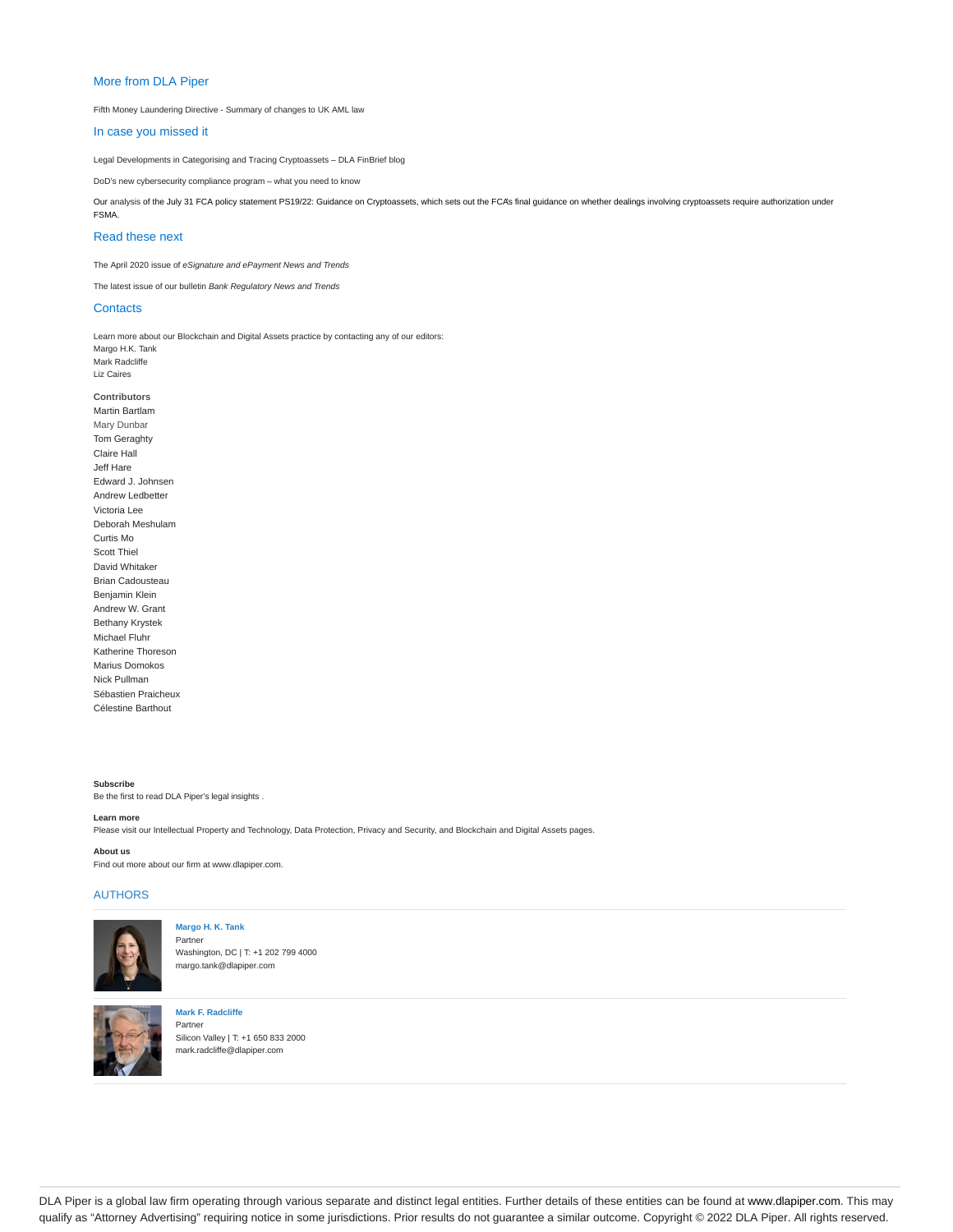## More from DLA Piper

Fifth Money Laundering Directive - Summary of changes to UK AML law

## In case you missed it

Legal Developments in Categorising and Tracing Cryptoassets – DLA FinBrief blog

DoD's new cybersecurity compliance program – what you need to know

Our analysis of the July 31 FCA policy statement PS19/22: Guidance on Cryptoassets, which sets out the FCA's final guidance on whether dealings involving cryptoassets require authorization under FSMA.

## Read these next

The April 2020 issue of *eSignature and ePayment News and Trends*

The latest issue of our bulletin *Bank Regulatory News and Trends*

## Contacts

Learn more about our Blockchain and Digital Assets practice by contacting any of our editors:
Margo H.K. Tank
Mark Radcliffe
Liz Caires

**Contributors**
Martin Bartlam
Mary Dunbar
Tom Geraghty
Claire Hall
Jeff Hare
Edward J. Johnsen
Andrew Ledbetter
Victoria Lee
Deborah Meshulam
Curtis Mo
Scott Thiel
David Whitaker
Brian Cadousteau
Benjamin Klein
Andrew W. Grant
Bethany Krystek
Michael Fluhr
Katherine Thoreson
Marius Domokos
Nick Pullman
Sébastien Praicheux
Célestine Barthout

**Subscribe**
Be the first to read DLA Piper's legal insights .

**Learn more**
Please visit our Intellectual Property and Technology, Data Protection, Privacy and Security, and Blockchain and Digital Assets pages.

**About us**
Find out more about our firm at www.dlapiper.com.

## AUTHORS

**Margo H. K. Tank**
Partner
Washington, DC | T: +1 202 799 4000
margo.tank@dlapiper.com

**Mark F. Radcliffe**
Partner
Silicon Valley | T: +1 650 833 2000
mark.radcliffe@dlapiper.com

DLA Piper is a global law firm operating through various separate and distinct legal entities. Further details of these entities can be found at www.dlapiper.com. This may qualify as "Attorney Advertising" requiring notice in some jurisdictions. Prior results do not guarantee a similar outcome. Copyright © 2022 DLA Piper. All rights reserved.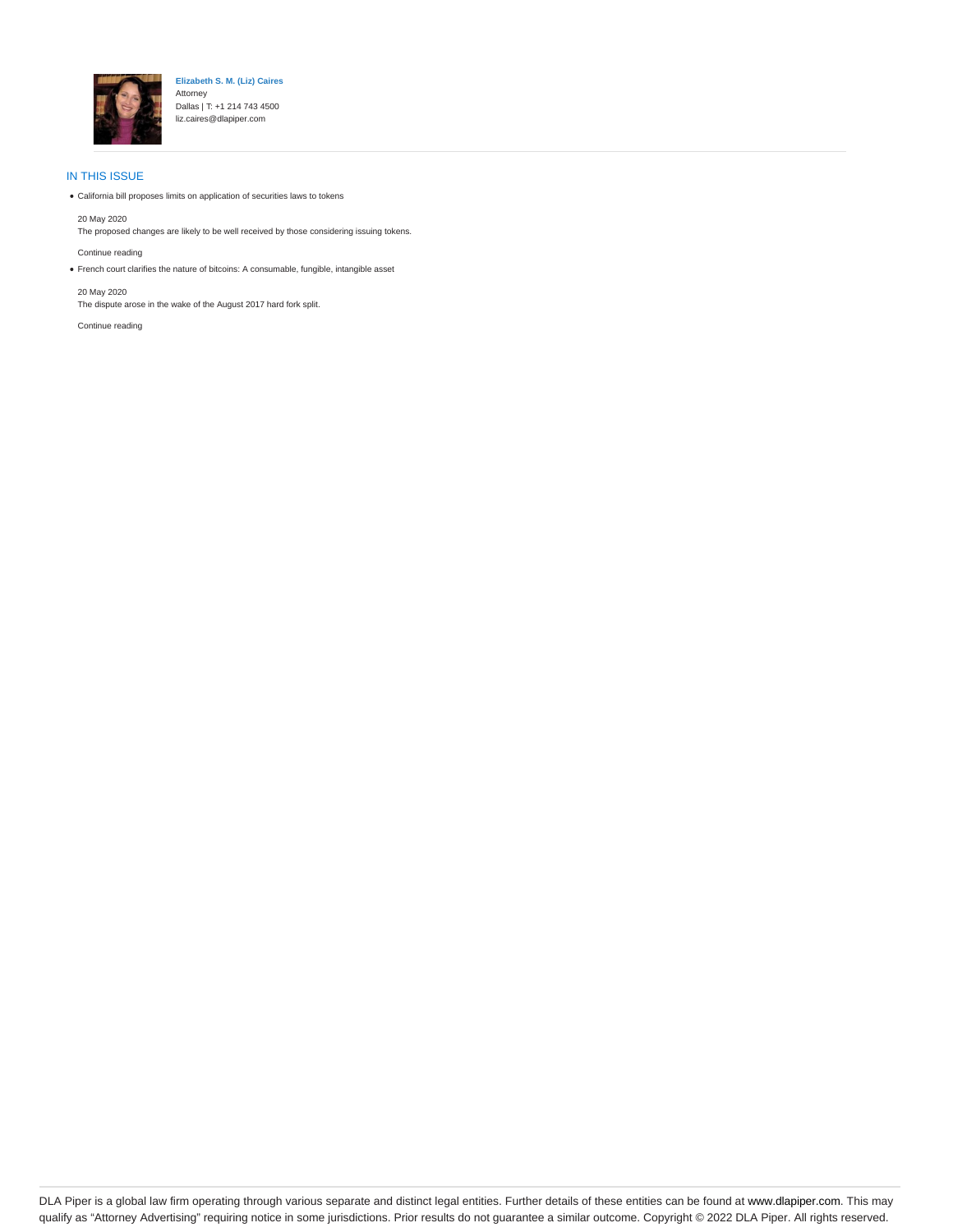**Elizabeth S. M. (Liz) Caires**
Attorney
Dallas | T: +1 214 743 4500
liz.caires@dlapiper.com

## IN THIS ISSUE

- California bill proposes limits on application of securities laws to tokens

  20 May 2020
  The proposed changes are likely to be well received by those considering issuing tokens.

  Continue reading

- French court clarifies the nature of bitcoins: A consumable, fungible, intangible asset

  20 May 2020
  The dispute arose in the wake of the August 2017 hard fork split.

  Continue reading

DLA Piper is a global law firm operating through various separate and distinct legal entities. Further details of these entities can be found at www.dlapiper.com. This may qualify as "Attorney Advertising" requiring notice in some jurisdictions. Prior results do not guarantee a similar outcome. Copyright © 2022 DLA Piper. All rights reserved.